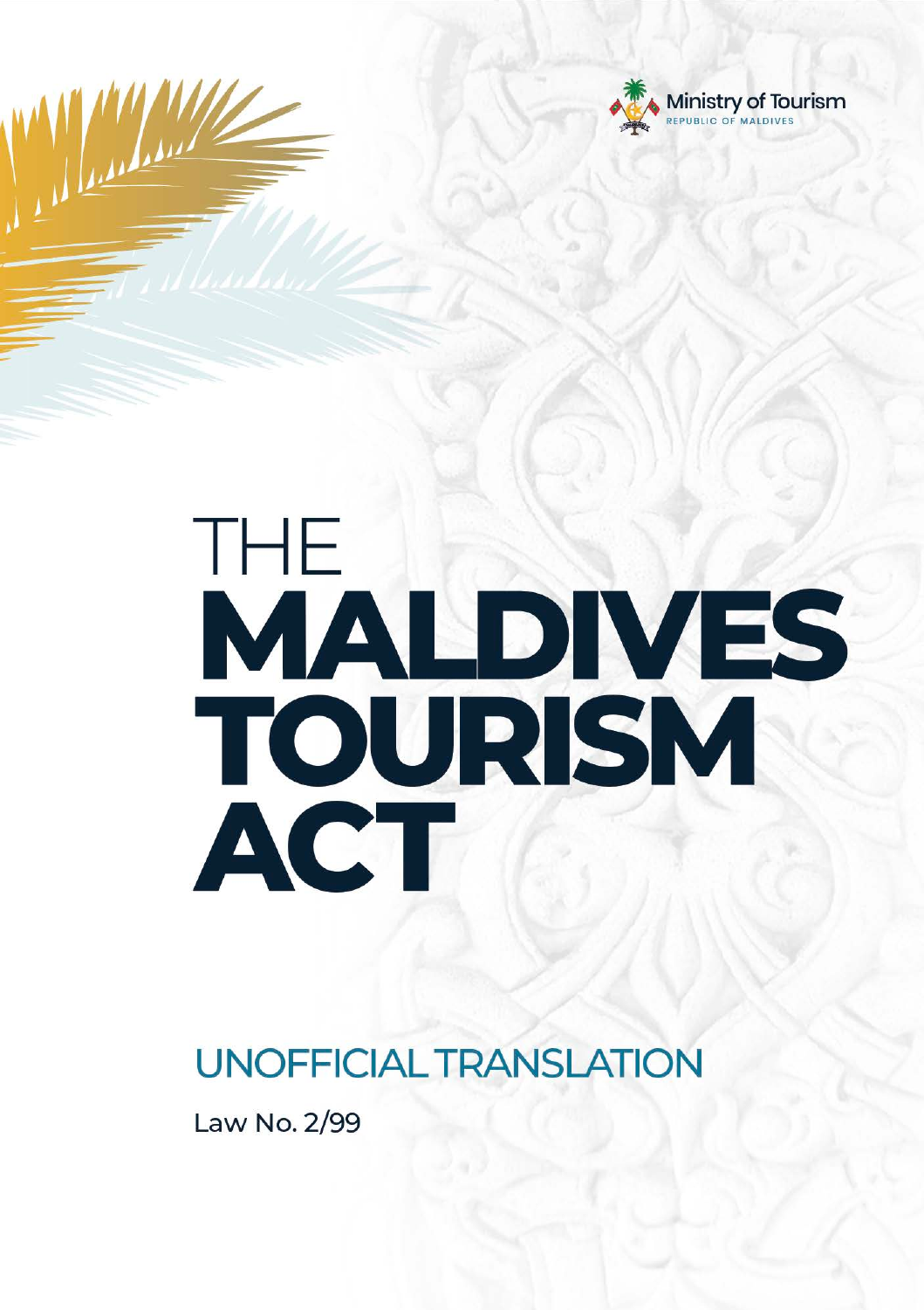Ministry of Tourism
REPUBLIC OF MALDIVES

# THE MALDIVES TOURISM ACT

## UNOFFICIAL TRANSLATION

Law No. 2/99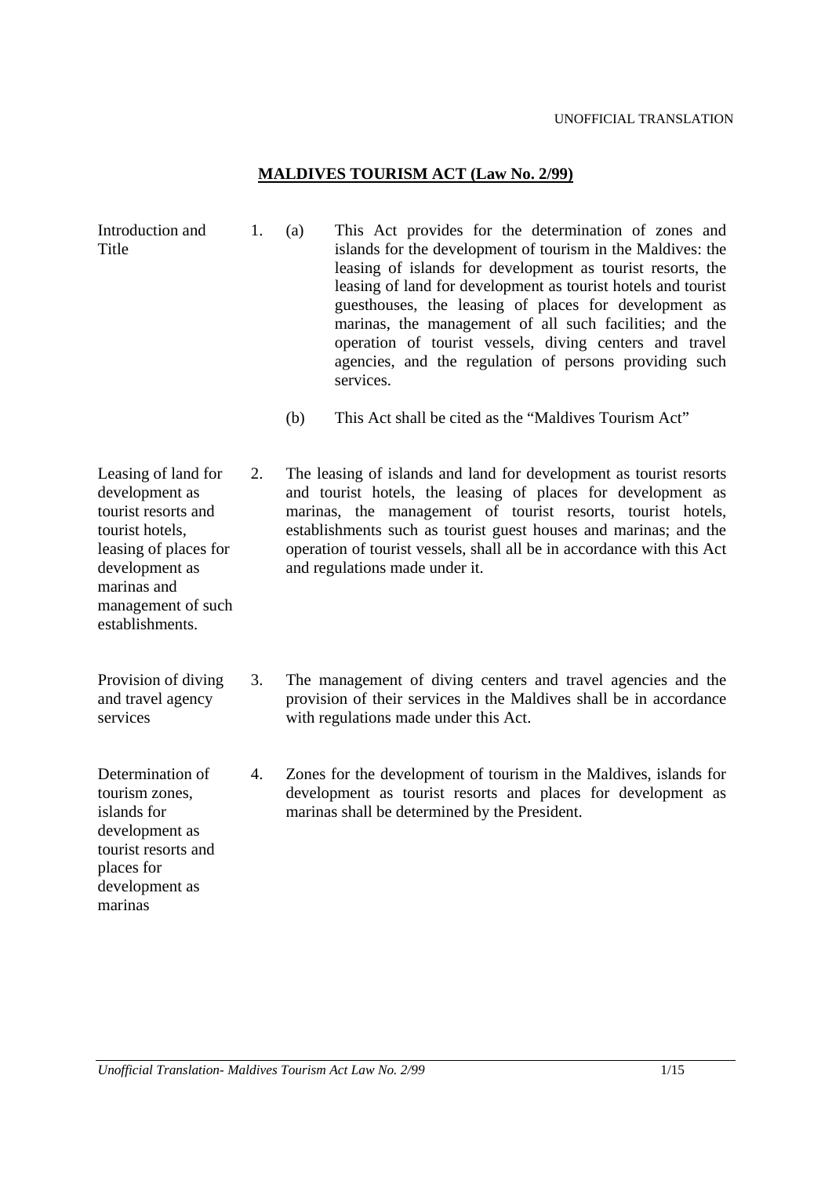UNOFFICIAL TRANSLATION

## MALDIVES TOURISM ACT (Law No. 2/99)

**Introduction and Title**

1. (a) This Act provides for the determination of zones and islands for the development of tourism in the Maldives: the leasing of islands for development as tourist resorts, the leasing of land for development as tourist hotels and tourist guesthouses, the leasing of places for development as marinas, the management of all such facilities; and the operation of tourist vessels, diving centers and travel agencies, and the regulation of persons providing such services.

   (b) This Act shall be cited as the "Maldives Tourism Act"

**Leasing of land for development as tourist resorts and tourist hotels, leasing of places for development as marinas and management of such establishments.**

2. The leasing of islands and land for development as tourist resorts and tourist hotels, the leasing of places for development as marinas, the management of tourist resorts, tourist hotels, establishments such as tourist guest houses and marinas; and the operation of tourist vessels, shall all be in accordance with this Act and regulations made under it.

**Provision of diving and travel agency services**

3. The management of diving centers and travel agencies and the provision of their services in the Maldives shall be in accordance with regulations made under this Act.

**Determination of tourism zones, islands for development as tourist resorts and places for development as marinas**

4. Zones for the development of tourism in the Maldives, islands for development as tourist resorts and places for development as marinas shall be determined by the President.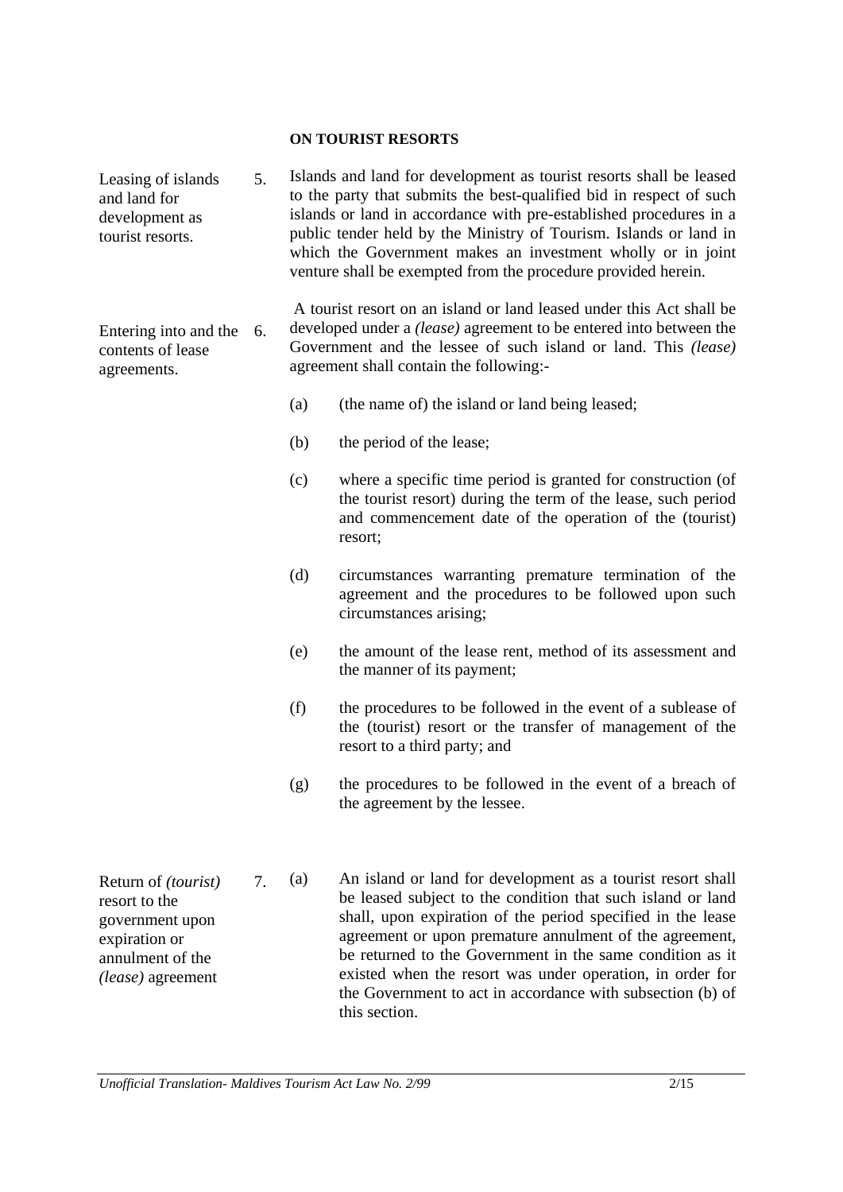**ON TOURIST RESORTS**

**Leasing of islands and land for development as tourist resorts.**

5. Islands and land for development as tourist resorts shall be leased to the party that submits the best-qualified bid in respect of such islands or land in accordance with pre-established procedures in a public tender held by the Ministry of Tourism. Islands or land in which the Government makes an investment wholly or in joint venture shall be exempted from the procedure provided herein.

**Entering into and the contents of lease agreements.**

6. A tourist resort on an island or land leased under this Act shall be developed under a *(lease)* agreement to be entered into between the Government and the lessee of such island or land. This *(lease)* agreement shall contain the following:-

   (a) (the name of) the island or land being leased;

   (b) the period of the lease;

   (c) where a specific time period is granted for construction (of the tourist resort) during the term of the lease, such period and commencement date of the operation of the (tourist) resort;

   (d) circumstances warranting premature termination of the agreement and the procedures to be followed upon such circumstances arising;

   (e) the amount of the lease rent, method of its assessment and the manner of its payment;

   (f) the procedures to be followed in the event of a sublease of the (tourist) resort or the transfer of management of the resort to a third party; and

   (g) the procedures to be followed in the event of a breach of the agreement by the lessee.

**Return of *(tourist)* resort to the government upon expiration or annulment of the *(lease)* agreement**

7. (a) An island or land for development as a tourist resort shall be leased subject to the condition that such island or land shall, upon expiration of the period specified in the lease agreement or upon premature annulment of the agreement, be returned to the Government in the same condition as it existed when the resort was under operation, in order for the Government to act in accordance with subsection (b) of this section.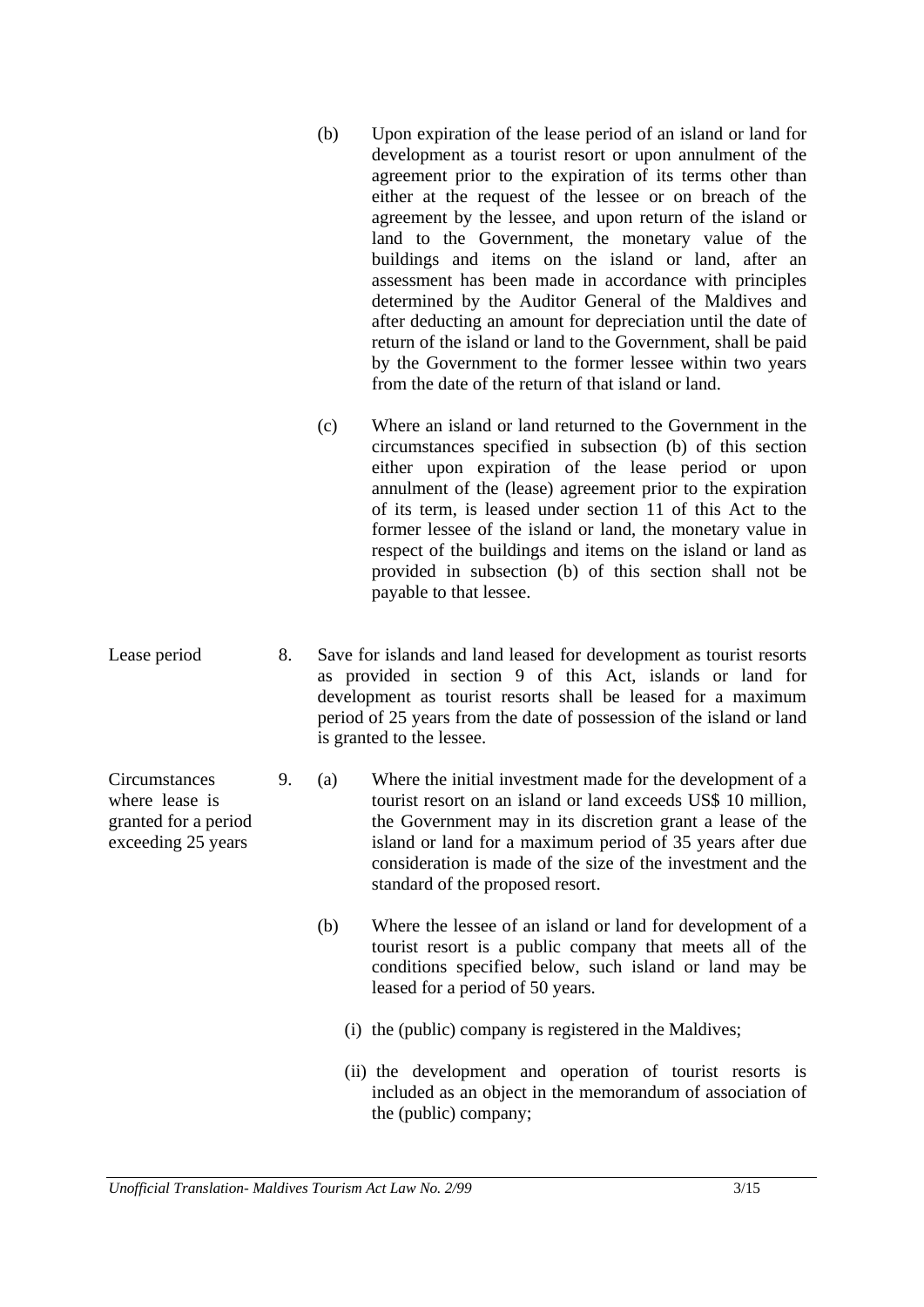(b) Upon expiration of the lease period of an island or land for development as a tourist resort or upon annulment of the agreement prior to the expiration of its terms other than either at the request of the lessee or on breach of the agreement by the lessee, and upon return of the island or land to the Government, the monetary value of the buildings and items on the island or land, after an assessment has been made in accordance with principles determined by the Auditor General of the Maldives and after deducting an amount for depreciation until the date of return of the island or land to the Government, shall be paid by the Government to the former lessee within two years from the date of the return of that island or land.

(c) Where an island or land returned to the Government in the circumstances specified in subsection (b) of this section either upon expiration of the lease period or upon annulment of the (lease) agreement prior to the expiration of its term, is leased under section 11 of this Act to the former lessee of the island or land, the monetary value in respect of the buildings and items on the island or land as provided in subsection (b) of this section shall not be payable to that lessee.

**Lease period**

8. Save for islands and land leased for development as tourist resorts as provided in section 9 of this Act, islands or land for development as tourist resorts shall be leased for a maximum period of 25 years from the date of possession of the island or land is granted to the lessee.

**Circumstances where lease is granted for a period exceeding 25 years**

9. (a) Where the initial investment made for the development of a tourist resort on an island or land exceeds US$ 10 million, the Government may in its discretion grant a lease of the island or land for a maximum period of 35 years after due consideration is made of the size of the investment and the standard of the proposed resort.

(b) Where the lessee of an island or land for development of a tourist resort is a public company that meets all of the conditions specified below, such island or land may be leased for a period of 50 years.

(i) the (public) company is registered in the Maldives;

(ii) the development and operation of tourist resorts is included as an object in the memorandum of association of the (public) company;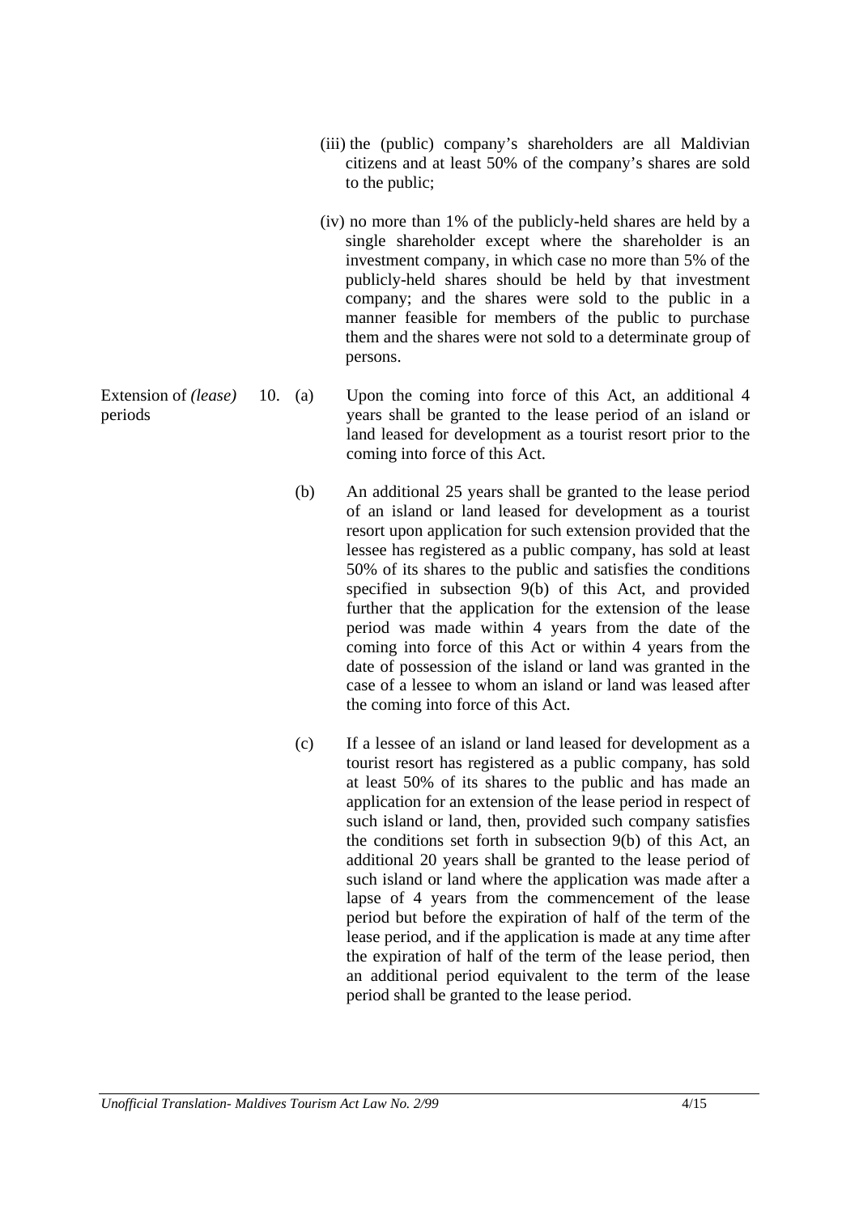(iii) the (public) company's shareholders are all Maldivian citizens and at least 50% of the company's shares are sold to the public;

(iv) no more than 1% of the publicly-held shares are held by a single shareholder except where the shareholder is an investment company, in which case no more than 5% of the publicly-held shares should be held by that investment company; and the shares were sold to the public in a manner feasible for members of the public to purchase them and the shares were not sold to a determinate group of persons.

**Extension of *(lease)* periods**

10. (a) Upon the coming into force of this Act, an additional 4 years shall be granted to the lease period of an island or land leased for development as a tourist resort prior to the coming into force of this Act.

(b) An additional 25 years shall be granted to the lease period of an island or land leased for development as a tourist resort upon application for such extension provided that the lessee has registered as a public company, has sold at least 50% of its shares to the public and satisfies the conditions specified in subsection 9(b) of this Act, and provided further that the application for the extension of the lease period was made within 4 years from the date of the coming into force of this Act or within 4 years from the date of possession of the island or land was granted in the case of a lessee to whom an island or land was leased after the coming into force of this Act.

(c) If a lessee of an island or land leased for development as a tourist resort has registered as a public company, has sold at least 50% of its shares to the public and has made an application for an extension of the lease period in respect of such island or land, then, provided such company satisfies the conditions set forth in subsection 9(b) of this Act, an additional 20 years shall be granted to the lease period of such island or land where the application was made after a lapse of 4 years from the commencement of the lease period but before the expiration of half of the term of the lease period, and if the application is made at any time after the expiration of half of the term of the lease period, then an additional period equivalent to the term of the lease period shall be granted to the lease period.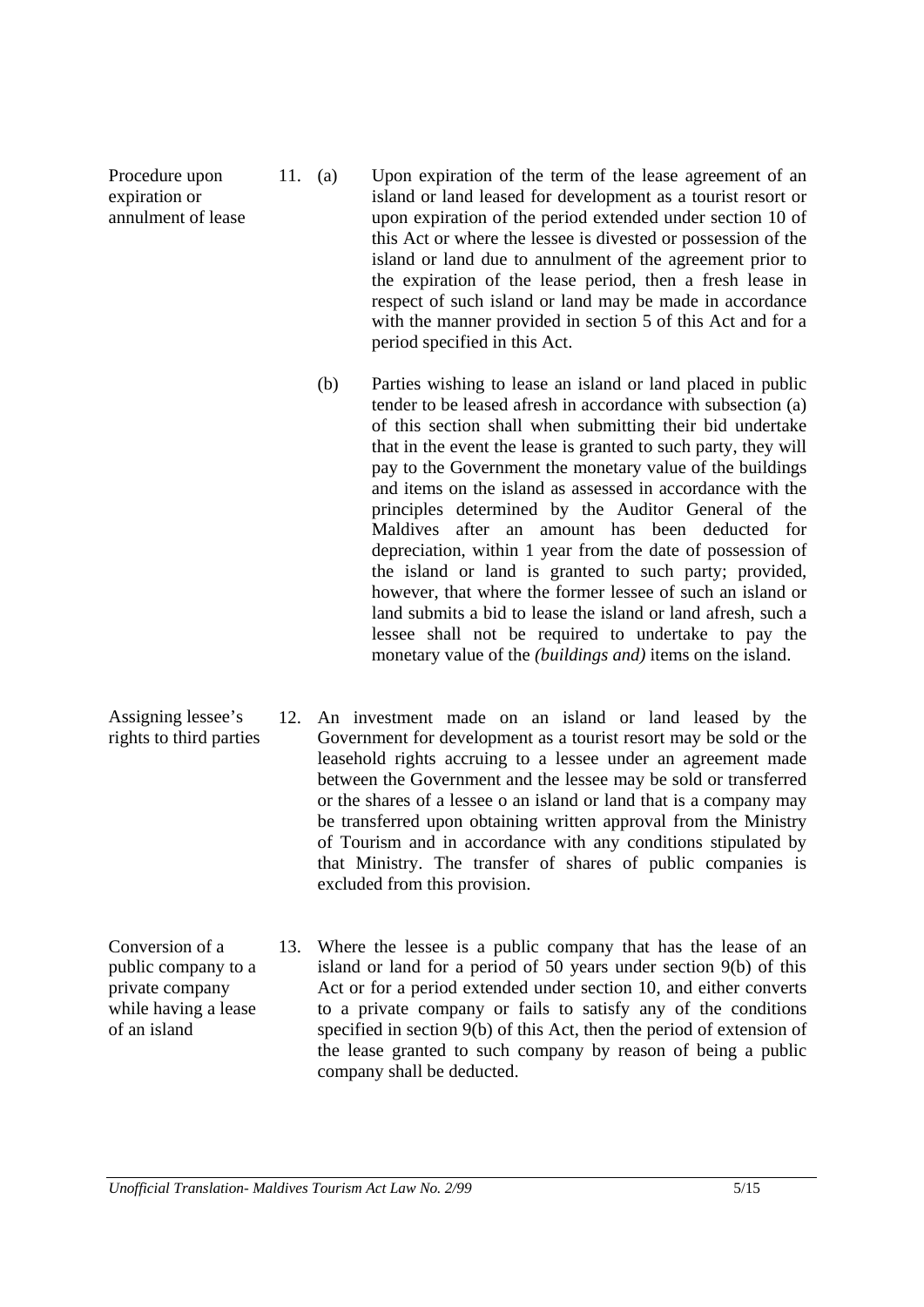**Procedure upon expiration or annulment of lease**

11. (a) Upon expiration of the term of the lease agreement of an island or land leased for development as a tourist resort or upon expiration of the period extended under section 10 of this Act or where the lessee is divested or possession of the island or land due to annulment of the agreement prior to the expiration of the lease period, then a fresh lease in respect of such island or land may be made in accordance with the manner provided in section 5 of this Act and for a period specified in this Act.

    (b) Parties wishing to lease an island or land placed in public tender to be leased afresh in accordance with subsection (a) of this section shall when submitting their bid undertake that in the event the lease is granted to such party, they will pay to the Government the monetary value of the buildings and items on the island as assessed in accordance with the principles determined by the Auditor General of the Maldives after an amount has been deducted for depreciation, within 1 year from the date of possession of the island or land is granted to such party; provided, however, that where the former lessee of such an island or land submits a bid to lease the island or land afresh, such a lessee shall not be required to undertake to pay the monetary value of the *(buildings and)* items on the island.

**Assigning lessee's rights to third parties**

12. An investment made on an island or land leased by the Government for development as a tourist resort may be sold or the leasehold rights accruing to a lessee under an agreement made between the Government and the lessee may be sold or transferred or the shares of a lessee o an island or land that is a company may be transferred upon obtaining written approval from the Ministry of Tourism and in accordance with any conditions stipulated by that Ministry. The transfer of shares of public companies is excluded from this provision.

**Conversion of a public company to a private company while having a lease of an island**

13. Where the lessee is a public company that has the lease of an island or land for a period of 50 years under section 9(b) of this Act or for a period extended under section 10, and either converts to a private company or fails to satisfy any of the conditions specified in section 9(b) of this Act, then the period of extension of the lease granted to such company by reason of being a public company shall be deducted.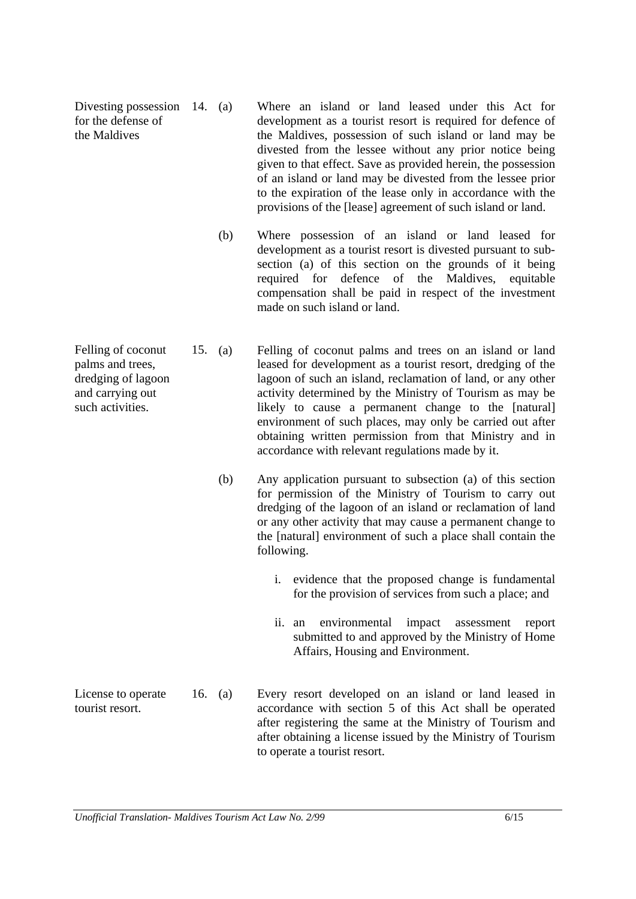**Divesting possession for the defense of the Maldives**

14. (a) Where an island or land leased under this Act for development as a tourist resort is required for defence of the Maldives, possession of such island or land may be divested from the lessee without any prior notice being given to that effect. Save as provided herein, the possession of an island or land may be divested from the lessee prior to the expiration of the lease only in accordance with the provisions of the [lease] agreement of such island or land.

(b) Where possession of an island or land leased for development as a tourist resort is divested pursuant to sub-section (a) of this section on the grounds of it being required for defence of the Maldives, equitable compensation shall be paid in respect of the investment made on such island or land.

**Felling of coconut palms and trees, dredging of lagoon and carrying out such activities.**

15. (a) Felling of coconut palms and trees on an island or land leased for development as a tourist resort, dredging of the lagoon of such an island, reclamation of land, or any other activity determined by the Ministry of Tourism as may be likely to cause a permanent change to the [natural] environment of such places, may only be carried out after obtaining written permission from that Ministry and in accordance with relevant regulations made by it.

(b) Any application pursuant to subsection (a) of this section for permission of the Ministry of Tourism to carry out dredging of the lagoon of an island or reclamation of land or any other activity that may cause a permanent change to the [natural] environment of such a place shall contain the following.

i. evidence that the proposed change is fundamental for the provision of services from such a place; and

ii. an environmental impact assessment report submitted to and approved by the Ministry of Home Affairs, Housing and Environment.

**License to operate tourist resort.**

16. (a) Every resort developed on an island or land leased in accordance with section 5 of this Act shall be operated after registering the same at the Ministry of Tourism and after obtaining a license issued by the Ministry of Tourism to operate a tourist resort.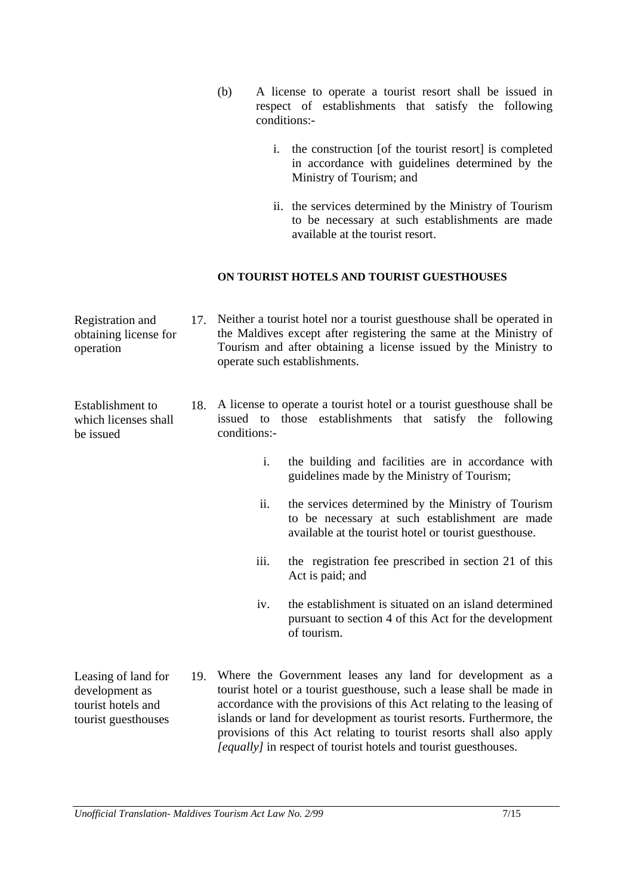(b) A license to operate a tourist resort shall be issued in respect of establishments that satisfy the following conditions:-

   i. the construction [of the tourist resort] is completed in accordance with guidelines determined by the Ministry of Tourism; and

   ii. the services determined by the Ministry of Tourism to be necessary at such establishments are made available at the tourist resort.

**ON TOURIST HOTELS AND TOURIST GUESTHOUSES**

*Registration and obtaining license for operation*

17. Neither a tourist hotel nor a tourist guesthouse shall be operated in the Maldives except after registering the same at the Ministry of Tourism and after obtaining a license issued by the Ministry to operate such establishments.

*Establishment to which licenses shall be issued*

18. A license to operate a tourist hotel or a tourist guesthouse shall be issued to those establishments that satisfy the following conditions:-

   i. the building and facilities are in accordance with guidelines made by the Ministry of Tourism;

   ii. the services determined by the Ministry of Tourism to be necessary at such establishment are made available at the tourist hotel or tourist guesthouse.

   iii. the registration fee prescribed in section 21 of this Act is paid; and

   iv. the establishment is situated on an island determined pursuant to section 4 of this Act for the development of tourism.

*Leasing of land for development as tourist hotels and tourist guesthouses*

19. Where the Government leases any land for development as a tourist hotel or a tourist guesthouse, such a lease shall be made in accordance with the provisions of this Act relating to the leasing of islands or land for development as tourist resorts. Furthermore, the provisions of this Act relating to tourist resorts shall also apply *[equally]* in respect of tourist hotels and tourist guesthouses.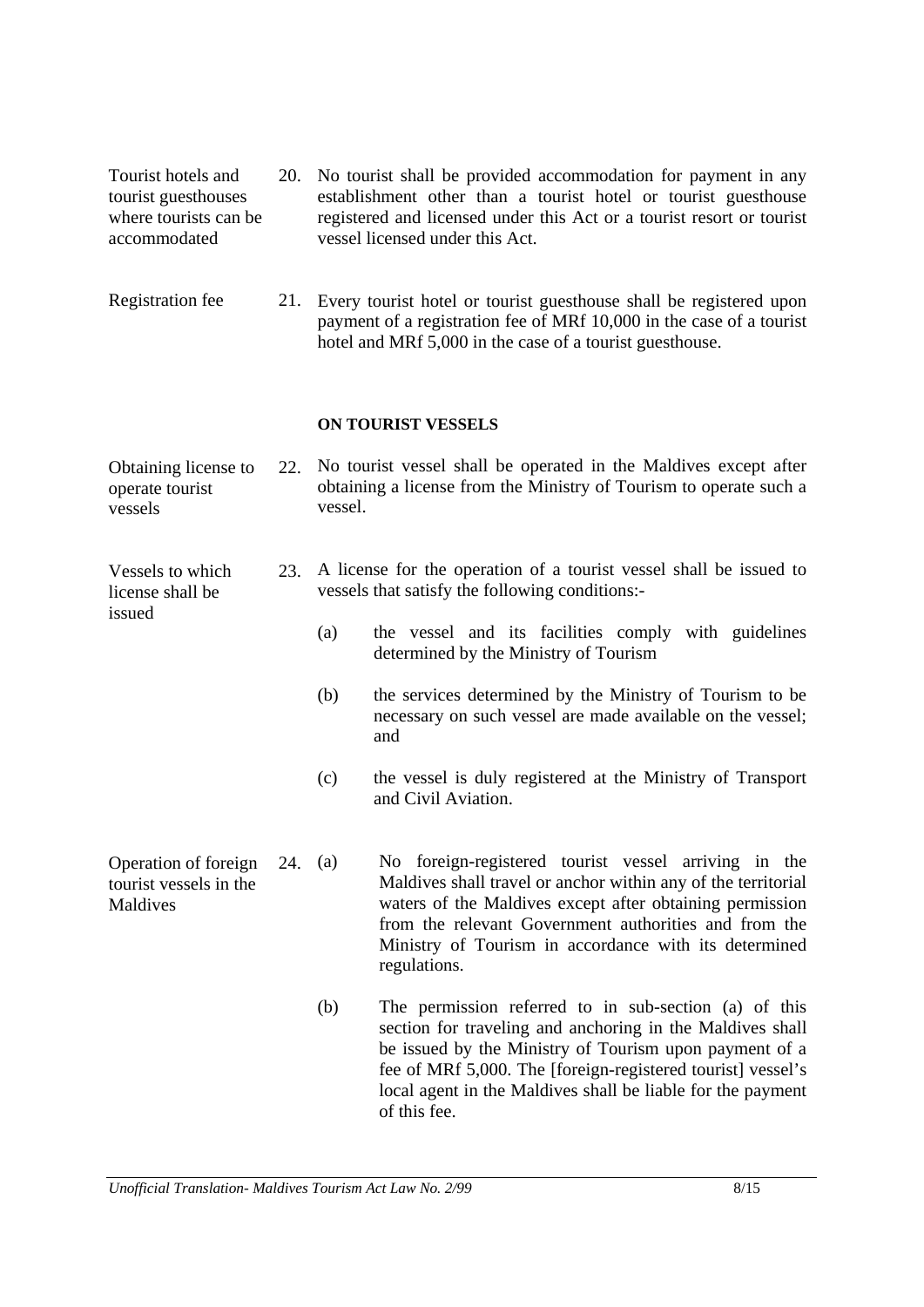**Tourist hotels and tourist guesthouses where tourists can be accommodated**

20. No tourist shall be provided accommodation for payment in any establishment other than a tourist hotel or tourist guesthouse registered and licensed under this Act or a tourist resort or tourist vessel licensed under this Act.

**Registration fee**

21. Every tourist hotel or tourist guesthouse shall be registered upon payment of a registration fee of MRf 10,000 in the case of a tourist hotel and MRf 5,000 in the case of a tourist guesthouse.

**ON TOURIST VESSELS**

**Obtaining license to operate tourist vessels**

22. No tourist vessel shall be operated in the Maldives except after obtaining a license from the Ministry of Tourism to operate such a vessel.

**Vessels to which license shall be issued**

23. A license for the operation of a tourist vessel shall be issued to vessels that satisfy the following conditions:-

    (a) the vessel and its facilities comply with guidelines determined by the Ministry of Tourism

    (b) the services determined by the Ministry of Tourism to be necessary on such vessel are made available on the vessel; and

    (c) the vessel is duly registered at the Ministry of Transport and Civil Aviation.

**Operation of foreign tourist vessels in the Maldives**

24. (a) No foreign-registered tourist vessel arriving in the Maldives shall travel or anchor within any of the territorial waters of the Maldives except after obtaining permission from the relevant Government authorities and from the Ministry of Tourism in accordance with its determined regulations.

    (b) The permission referred to in sub-section (a) of this section for traveling and anchoring in the Maldives shall be issued by the Ministry of Tourism upon payment of a fee of MRf 5,000. The [foreign-registered tourist] vessel's local agent in the Maldives shall be liable for the payment of this fee.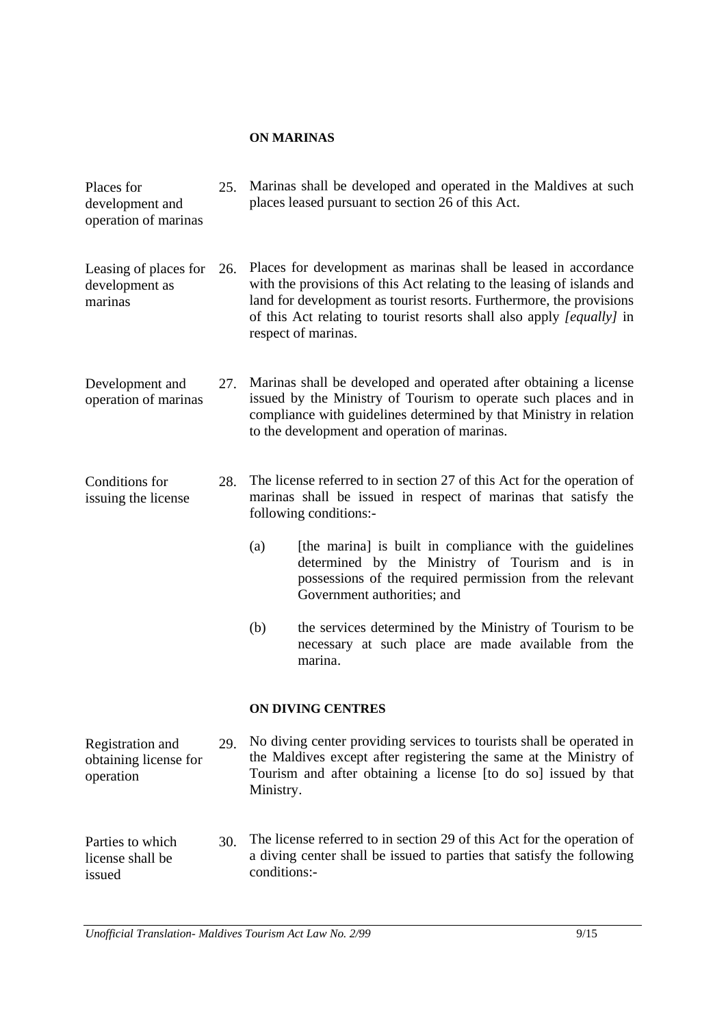## ON MARINAS

**Places for development and operation of marinas**

25. Marinas shall be developed and operated in the Maldives at such places leased pursuant to section 26 of this Act.

**Leasing of places for development as marinas**

26. Places for development as marinas shall be leased in accordance with the provisions of this Act relating to the leasing of islands and land for development as tourist resorts. Furthermore, the provisions of this Act relating to tourist resorts shall also apply *[equally]* in respect of marinas.

**Development and operation of marinas**

27. Marinas shall be developed and operated after obtaining a license issued by the Ministry of Tourism to operate such places and in compliance with guidelines determined by that Ministry in relation to the development and operation of marinas.

**Conditions for issuing the license**

28. The license referred to in section 27 of this Act for the operation of marinas shall be issued in respect of marinas that satisfy the following conditions:-

    (a) [the marina] is built in compliance with the guidelines determined by the Ministry of Tourism and is in possessions of the required permission from the relevant Government authorities; and

    (b) the services determined by the Ministry of Tourism to be necessary at such place are made available from the marina.

## ON DIVING CENTRES

**Registration and obtaining license for operation**

29. No diving center providing services to tourists shall be operated in the Maldives except after registering the same at the Ministry of Tourism and after obtaining a license [to do so] issued by that Ministry.

**Parties to which license shall be issued**

30. The license referred to in section 29 of this Act for the operation of a diving center shall be issued to parties that satisfy the following conditions:-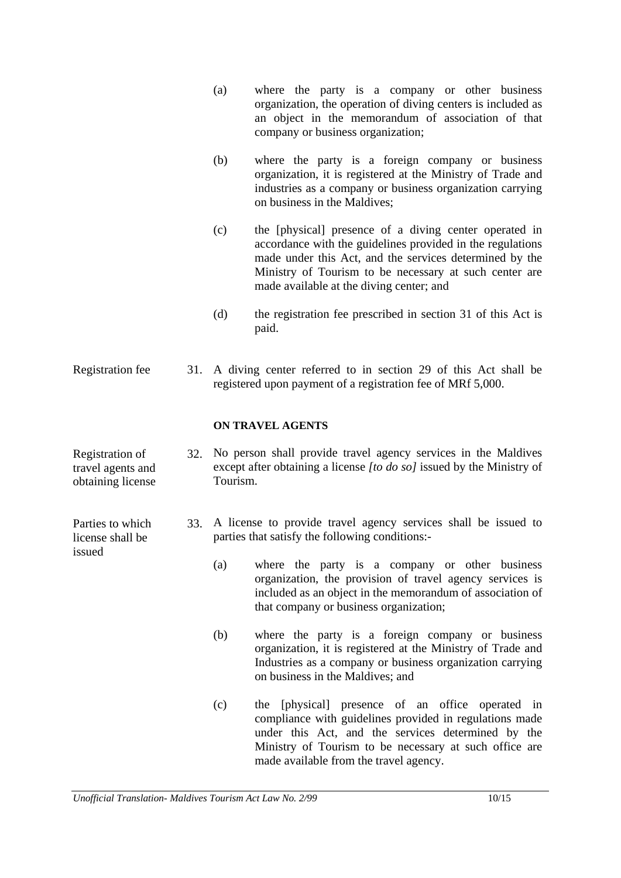(a) where the party is a company or other business organization, the operation of diving centers is included as an object in the memorandum of association of that company or business organization;

(b) where the party is a foreign company or business organization, it is registered at the Ministry of Trade and industries as a company or business organization carrying on business in the Maldives;

(c) the [physical] presence of a diving center operated in accordance with the guidelines provided in the regulations made under this Act, and the services determined by the Ministry of Tourism to be necessary at such center are made available at the diving center; and

(d) the registration fee prescribed in section 31 of this Act is paid.

Registration fee

31. A diving center referred to in section 29 of this Act shall be registered upon payment of a registration fee of MRf 5,000.

**ON TRAVEL AGENTS**

Registration of travel agents and obtaining license

32. No person shall provide travel agency services in the Maldives except after obtaining a license *[to do so]* issued by the Ministry of Tourism.

Parties to which license shall be issued

33. A license to provide travel agency services shall be issued to parties that satisfy the following conditions:-

(a) where the party is a company or other business organization, the provision of travel agency services is included as an object in the memorandum of association of that company or business organization;

(b) where the party is a foreign company or business organization, it is registered at the Ministry of Trade and Industries as a company or business organization carrying on business in the Maldives; and

(c) the [physical] presence of an office operated in compliance with guidelines provided in regulations made under this Act, and the services determined by the Ministry of Tourism to be necessary at such office are made available from the travel agency.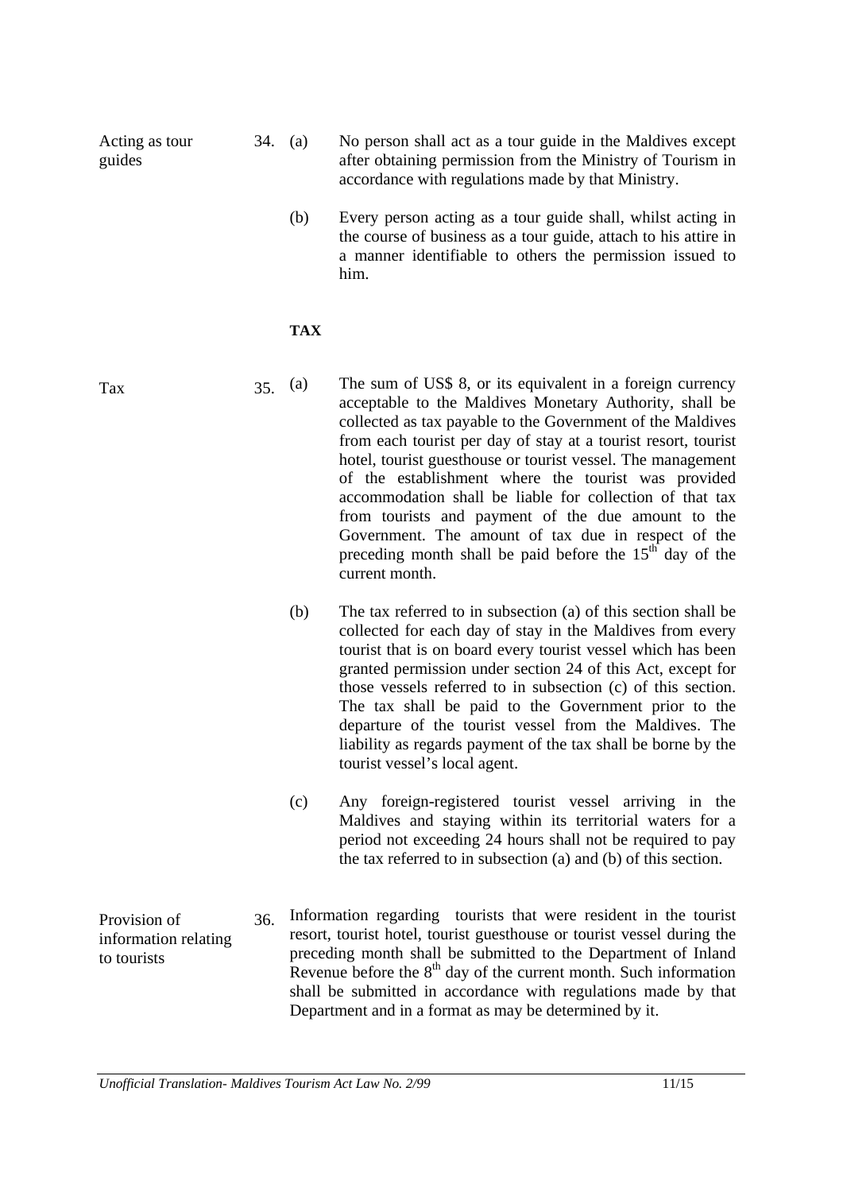**Acting as tour guides**

34. (a) No person shall act as a tour guide in the Maldives except after obtaining permission from the Ministry of Tourism in accordance with regulations made by that Ministry.

    (b) Every person acting as a tour guide shall, whilst acting in the course of business as a tour guide, attach to his attire in a manner identifiable to others the permission issued to him.

## TAX

**Tax**

35. (a) The sum of US$ 8, or its equivalent in a foreign currency acceptable to the Maldives Monetary Authority, shall be collected as tax payable to the Government of the Maldives from each tourist per day of stay at a tourist resort, tourist hotel, tourist guesthouse or tourist vessel. The management of the establishment where the tourist was provided accommodation shall be liable for collection of that tax from tourists and payment of the due amount to the Government. The amount of tax due in respect of the preceding month shall be paid before the 15th day of the current month.

    (b) The tax referred to in subsection (a) of this section shall be collected for each day of stay in the Maldives from every tourist that is on board every tourist vessel which has been granted permission under section 24 of this Act, except for those vessels referred to in subsection (c) of this section. The tax shall be paid to the Government prior to the departure of the tourist vessel from the Maldives. The liability as regards payment of the tax shall be borne by the tourist vessel's local agent.

    (c) Any foreign-registered tourist vessel arriving in the Maldives and staying within its territorial waters for a period not exceeding 24 hours shall not be required to pay the tax referred to in subsection (a) and (b) of this section.

**Provision of information relating to tourists**

36. Information regarding tourists that were resident in the tourist resort, tourist hotel, tourist guesthouse or tourist vessel during the preceding month shall be submitted to the Department of Inland Revenue before the 8th day of the current month. Such information shall be submitted in accordance with regulations made by that Department and in a format as may be determined by it.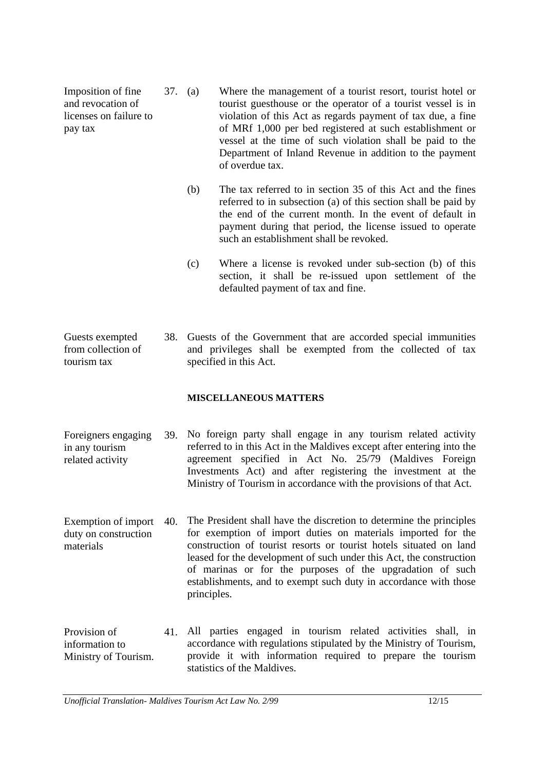**Imposition of fine and revocation of licenses on failure to pay tax**

37. (a) Where the management of a tourist resort, tourist hotel or tourist guesthouse or the operator of a tourist vessel is in violation of this Act as regards payment of tax due, a fine of MRf 1,000 per bed registered at such establishment or vessel at the time of such violation shall be paid to the Department of Inland Revenue in addition to the payment of overdue tax.

(b) The tax referred to in section 35 of this Act and the fines referred to in subsection (a) of this section shall be paid by the end of the current month. In the event of default in payment during that period, the license issued to operate such an establishment shall be revoked.

(c) Where a license is revoked under sub-section (b) of this section, it shall be re-issued upon settlement of the defaulted payment of tax and fine.

**Guests exempted from collection of tourism tax**

38. Guests of the Government that are accorded special immunities and privileges shall be exempted from the collected of tax specified in this Act.

## MISCELLANEOUS MATTERS

**Foreigners engaging in any tourism related activity**

39. No foreign party shall engage in any tourism related activity referred to in this Act in the Maldives except after entering into the agreement specified in Act No. 25/79 (Maldives Foreign Investments Act) and after registering the investment at the Ministry of Tourism in accordance with the provisions of that Act.

**Exemption of import duty on construction materials**

40. The President shall have the discretion to determine the principles for exemption of import duties on materials imported for the construction of tourist resorts or tourist hotels situated on land leased for the development of such under this Act, the construction of marinas or for the purposes of the upgradation of such establishments, and to exempt such duty in accordance with those principles.

**Provision of information to Ministry of Tourism.**

41. All parties engaged in tourism related activities shall, in accordance with regulations stipulated by the Ministry of Tourism, provide it with information required to prepare the tourism statistics of the Maldives.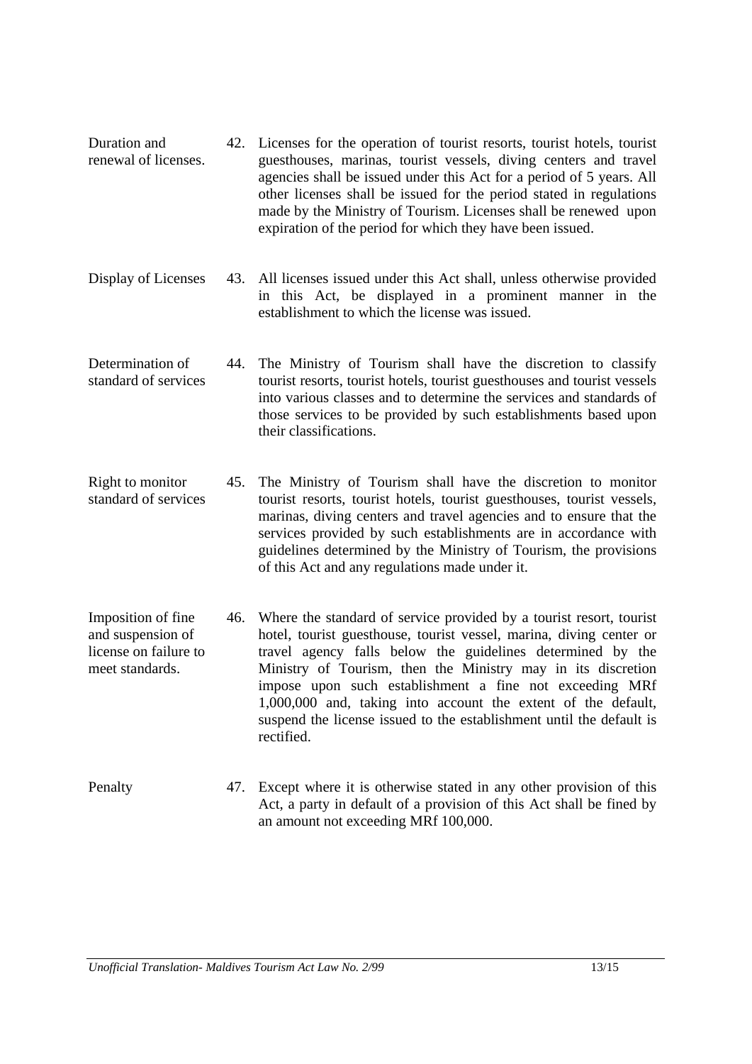**Duration and renewal of licenses.**

42. Licenses for the operation of tourist resorts, tourist hotels, tourist guesthouses, marinas, tourist vessels, diving centers and travel agencies shall be issued under this Act for a period of 5 years. All other licenses shall be issued for the period stated in regulations made by the Ministry of Tourism. Licenses shall be renewed upon expiration of the period for which they have been issued.

**Display of Licenses**

43. All licenses issued under this Act shall, unless otherwise provided in this Act, be displayed in a prominent manner in the establishment to which the license was issued.

**Determination of standard of services**

44. The Ministry of Tourism shall have the discretion to classify tourist resorts, tourist hotels, tourist guesthouses and tourist vessels into various classes and to determine the services and standards of those services to be provided by such establishments based upon their classifications.

**Right to monitor standard of services**

45. The Ministry of Tourism shall have the discretion to monitor tourist resorts, tourist hotels, tourist guesthouses, tourist vessels, marinas, diving centers and travel agencies and to ensure that the services provided by such establishments are in accordance with guidelines determined by the Ministry of Tourism, the provisions of this Act and any regulations made under it.

**Imposition of fine and suspension of license on failure to meet standards.**

46. Where the standard of service provided by a tourist resort, tourist hotel, tourist guesthouse, tourist vessel, marina, diving center or travel agency falls below the guidelines determined by the Ministry of Tourism, then the Ministry may in its discretion impose upon such establishment a fine not exceeding MRf 1,000,000 and, taking into account the extent of the default, suspend the license issued to the establishment until the default is rectified.

**Penalty**

47. Except where it is otherwise stated in any other provision of this Act, a party in default of a provision of this Act shall be fined by an amount not exceeding MRf 100,000.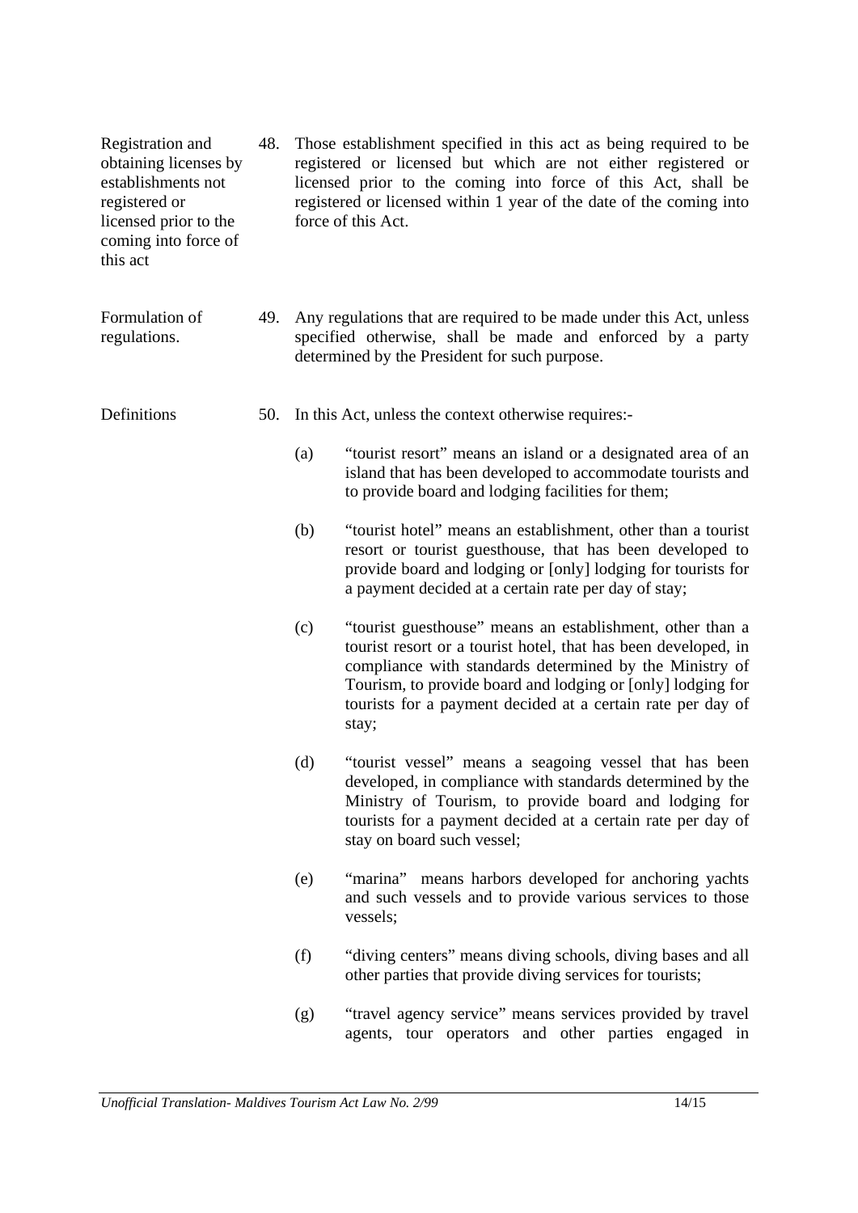**Registration and obtaining licenses by establishments not registered or licensed prior to the coming into force of this act**

48. Those establishment specified in this act as being required to be registered or licensed but which are not either registered or licensed prior to the coming into force of this Act, shall be registered or licensed within 1 year of the date of the coming into force of this Act.

**Formulation of regulations.**

49. Any regulations that are required to be made under this Act, unless specified otherwise, shall be made and enforced by a party determined by the President for such purpose.

**Definitions**

50. In this Act, unless the context otherwise requires:-

(a) "tourist resort" means an island or a designated area of an island that has been developed to accommodate tourists and to provide board and lodging facilities for them;

(b) "tourist hotel" means an establishment, other than a tourist resort or tourist guesthouse, that has been developed to provide board and lodging or [only] lodging for tourists for a payment decided at a certain rate per day of stay;

(c) "tourist guesthouse" means an establishment, other than a tourist resort or a tourist hotel, that has been developed, in compliance with standards determined by the Ministry of Tourism, to provide board and lodging or [only] lodging for tourists for a payment decided at a certain rate per day of stay;

(d) "tourist vessel" means a seagoing vessel that has been developed, in compliance with standards determined by the Ministry of Tourism, to provide board and lodging for tourists for a payment decided at a certain rate per day of stay on board such vessel;

(e) "marina" means harbors developed for anchoring yachts and such vessels and to provide various services to those vessels;

(f) "diving centers" means diving schools, diving bases and all other parties that provide diving services for tourists;

(g) "travel agency service" means services provided by travel agents, tour operators and other parties engaged in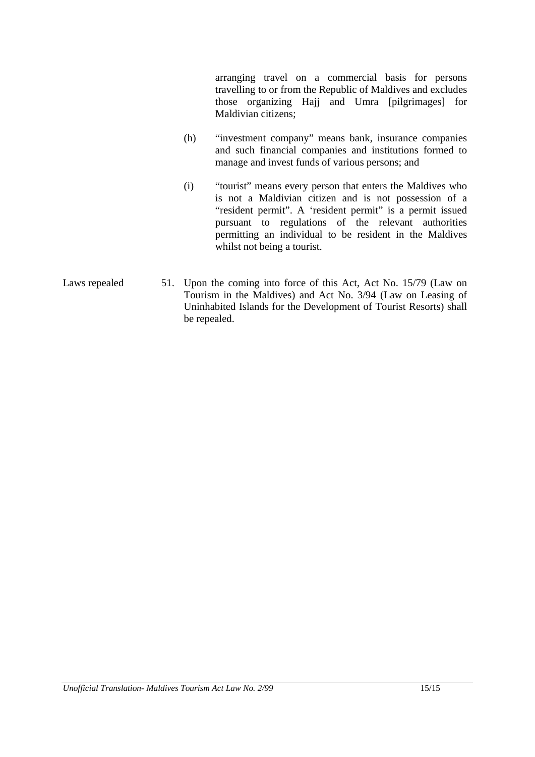arranging travel on a commercial basis for persons travelling to or from the Republic of Maldives and excludes those organizing Hajj and Umra [pilgrimages] for Maldivian citizens;

(h) "investment company" means bank, insurance companies and such financial companies and institutions formed to manage and invest funds of various persons; and

(i) "tourist" means every person that enters the Maldives who is not a Maldivian citizen and is not possession of a "resident permit". A 'resident permit" is a permit issued pursuant to regulations of the relevant authorities permitting an individual to be resident in the Maldives whilst not being a tourist.

Laws repealed

51. Upon the coming into force of this Act, Act No. 15/79 (Law on Tourism in the Maldives) and Act No. 3/94 (Law on Leasing of Uninhabited Islands for the Development of Tourist Resorts) shall be repealed.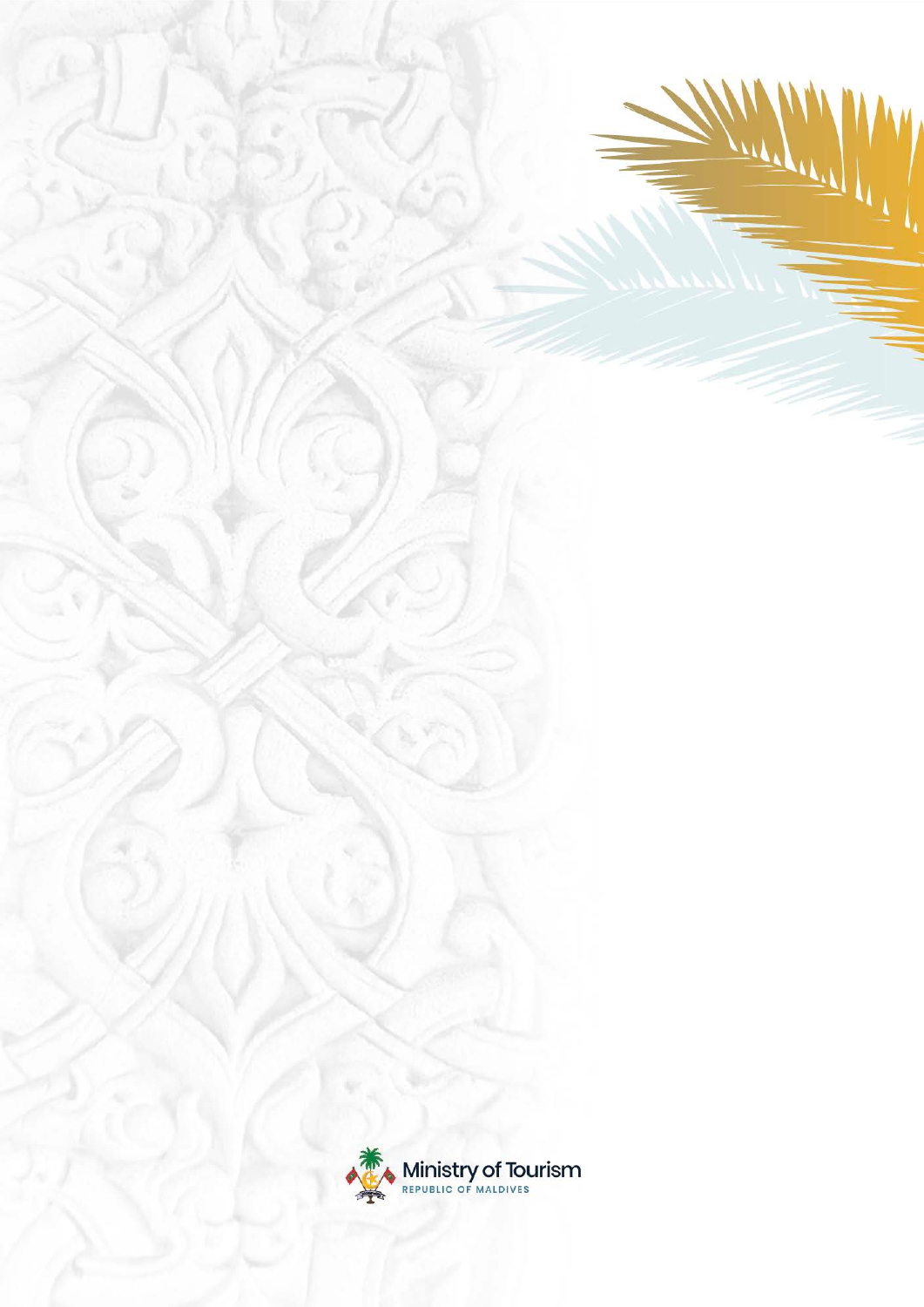Ministry of Tourism
REPUBLIC OF MALDIVES